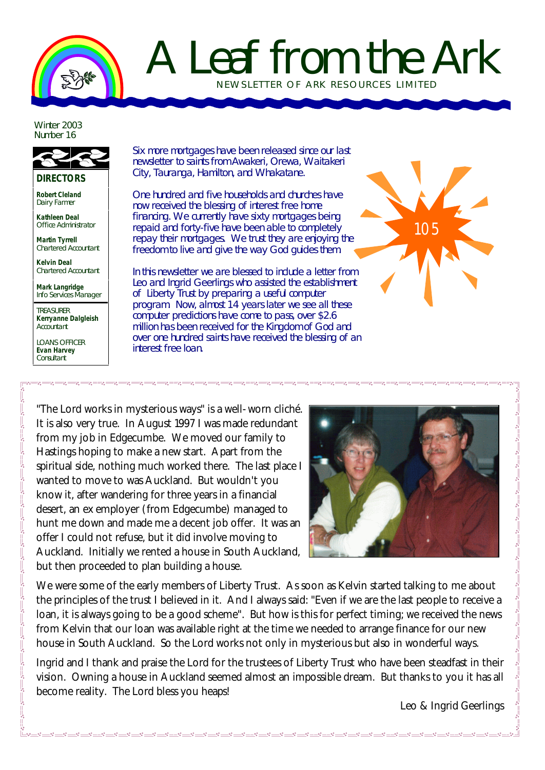# A Leaf from the Ark

NEWSLETTER OF ARK RESOURCES LIMITED

Winter 2003
Number 16

**DIRECTORS**

**Robert Cleland**
Dairy Farmer

**Kathleen Deal**
Office Administrator

**Martin Tyrrell**
Chartered Accountant

**Kelvin Deal**
Chartered Accountant

**Mark Langridge**
Info Services Manager

TREASURER
**Kerryanne Dalgleish**
Accountant

LOANS OFFICER
**Evan Harvey**
Consultant

*Six more mortgages have been released since our last newsletter to saints from Awakeri, Orewa, Waitakeri City, Tauranga, Hamilton, and Whakatane.*

*One hundred and five households and churches have now received the blessing of interest free home financing. We currently have sixty mortgages being repaid and forty-five have been able to completely repay their mortgages. We trust they are enjoying the freedom to live and give the way God guides them.*

105

*In this newsletter we are blessed to include a letter from Leo and Ingrid Geerlings who assisted the establishment of Liberty Trust by preparing a useful computer program. Now, almost 14 years later we see all these computer predictions have come to pass, over $2.6 million has been received for the Kingdom of God and over one hundred saints have received the blessing of an interest free loan.*

"The Lord works in mysterious ways" is a well-worn cliché. It is also very true. In August 1997 I was made redundant from my job in Edgecumbe. We moved our family to Hastings hoping to make a new start. Apart from the spiritual side, nothing much worked there. The last place I wanted to move to was Auckland. But wouldn't you know it, after wandering for three years in a financial desert, an ex employer (from Edgecumbe) managed to hunt me down and made me a decent job offer. It was an offer I could not refuse, but it did involve moving to Auckland. Initially we rented a house in South Auckland, but then proceeded to plan building a house.

We were some of the early members of Liberty Trust. As soon as Kelvin started talking to me about the principles of the trust I believed in it. And I always said: "Even if we are the last people to receive a loan, it is always going to be a good scheme". But how is this for perfect timing; we received the news from Kelvin that our loan was available right at the time we needed to arrange finance for our new house in South Auckland. So the Lord works not only in mysterious but also in wonderful ways.

Ingrid and I thank and praise the Lord for the trustees of Liberty Trust who have been steadfast in their vision. Owning a house in Auckland seemed almost an impossible dream. But thanks to you it has all become reality. The Lord bless you heaps!

Leo & Ingrid Geerlings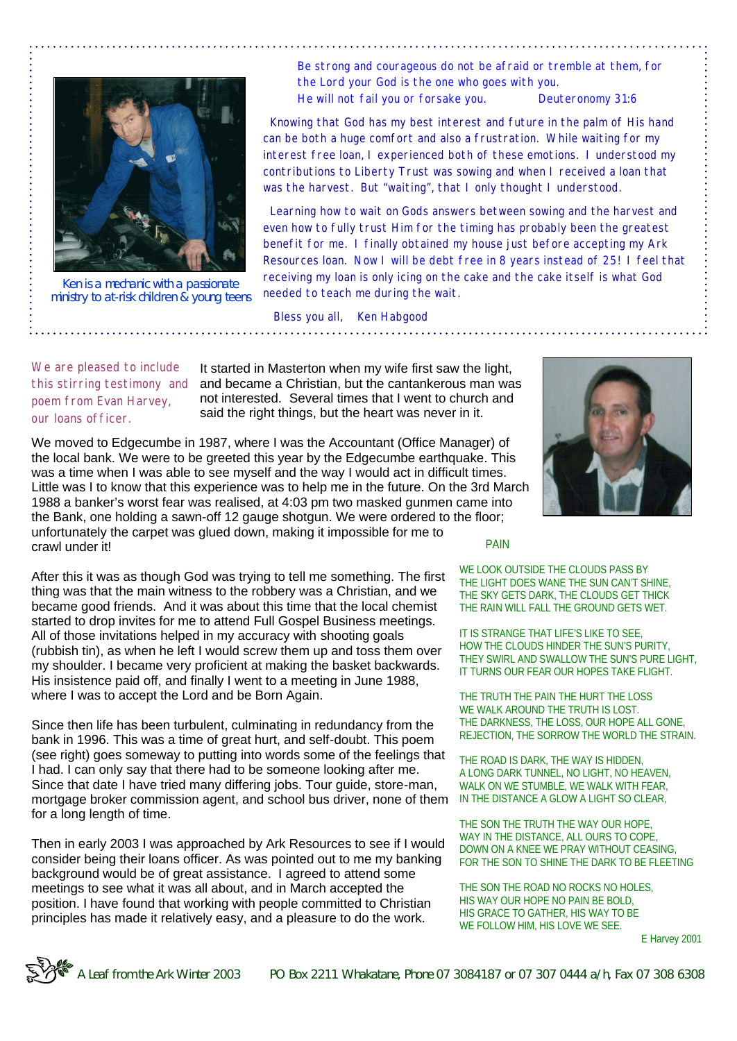Ken is a mechanic with a passionate ministry to at-risk children & young teens

*Be strong and courageous do not be afraid or tremble at them, for the Lord your God is the one who goes with you. He will not fail you or forsake you.* Deuteronomy 31:6

Knowing that God has my best interest and future in the palm of His hand can be both a huge comfort and also a frustration. While waiting for my interest free loan, I experienced both of these emotions. I understood my contributions to Liberty Trust was sowing and when I received a loan that was the harvest. But "waiting", that I only thought I understood.

Learning how to wait on Gods answers between sowing and the harvest and even how to fully trust Him for the timing has probably been the greatest benefit for me. I finally obtained my house just before accepting my Ark Resources loan. Now I will be debt free in 8 years instead of 25! I feel that receiving my loan is only icing on the cake and the cake itself is what God needed to teach me during the wait.

Bless you all, Ken Habgood

We are pleased to include this stirring testimony and poem from Evan Harvey, our loans officer.

It started in Masterton when my wife first saw the light, and became a Christian, but the cantankerous man was not interested. Several times that I went to church and said the right things, but the heart was never in it.

We moved to Edgecumbe in 1987, where I was the Accountant (Office Manager) of the local bank. We were to be greeted this year by the Edgecumbe earthquake. This was a time when I was able to see myself and the way I would act in difficult times. Little was I to know that this experience was to help me in the future. On the 3rd March 1988 a banker's worst fear was realised, at 4:03 pm two masked gunmen came into the Bank, one holding a sawn-off 12 gauge shotgun. We were ordered to the floor; unfortunately the carpet was glued down, making it impossible for me to crawl under it!

After this it was as though God was trying to tell me something. The first thing was that the main witness to the robbery was a Christian, and we became good friends. And it was about this time that the local chemist started to drop invites for me to attend Full Gospel Business meetings. All of those invitations helped in my accuracy with shooting goals (rubbish tin), as when he left I would screw them up and toss them over my shoulder. I became very proficient at making the basket backwards. His insistence paid off, and finally I went to a meeting in June 1988, where I was to accept the Lord and be Born Again.

Since then life has been turbulent, culminating in redundancy from the bank in 1996. This was a time of great hurt, and self-doubt. This poem (see right) goes someway to putting into words some of the feelings that I had. I can only say that there had to be someone looking after me. Since that date I have tried many differing jobs. Tour guide, store-man, mortgage broker commission agent, and school bus driver, none of them for a long length of time.

Then in early 2003 I was approached by Ark Resources to see if I would consider being their loans officer. As was pointed out to me my banking background would be of great assistance. I agreed to attend some meetings to see what it was all about, and in March accepted the position. I have found that working with people committed to Christian principles has made it relatively easy, and a pleasure to do the work.

## PAIN

WE LOOK OUTSIDE THE CLOUDS PASS BY
THE LIGHT DOES WANE THE SUN CAN'T SHINE,
THE SKY GETS DARK, THE CLOUDS GET THICK
THE RAIN WILL FALL THE GROUND GETS WET.

IT IS STRANGE THAT LIFE'S LIKE TO SEE,
HOW THE CLOUDS HINDER THE SUN'S PURITY,
THEY SWIRL AND SWALLOW THE SUN'S PURE LIGHT,
IT TURNS OUR FEAR OUR HOPES TAKE FLIGHT.

THE TRUTH THE PAIN THE HURT THE LOSS
WE WALK AROUND THE TRUTH IS LOST.
THE DARKNESS, THE LOSS, OUR HOPE ALL GONE,
REJECTION, THE SORROW THE WORLD THE STRAIN.

THE ROAD IS DARK, THE WAY IS HIDDEN,
A LONG DARK TUNNEL, NO LIGHT, NO HEAVEN,
WALK ON WE STUMBLE, WE WALK WITH FEAR,
IN THE DISTANCE A GLOW A LIGHT SO CLEAR,

THE SON THE TRUTH THE WAY OUR HOPE,
WAY IN THE DISTANCE, ALL OURS TO COPE,
DOWN ON A KNEE WE PRAY WITHOUT CEASING,
FOR THE SON TO SHINE THE DARK TO BE FLEETING

THE SON THE ROAD NO ROCKS NO HOLES,
HIS WAY OUR HOPE NO PAIN BE BOLD,
HIS GRACE TO GATHER, HIS WAY TO BE
WE FOLLOW HIM, HIS LOVE WE SEE.

E Harvey 2001

A Leaf from the Ark Winter 2003 PO Box 2211 Whakatane, Phone 07 3084187 or 07 307 0444 a/h, Fax 07 308 6308